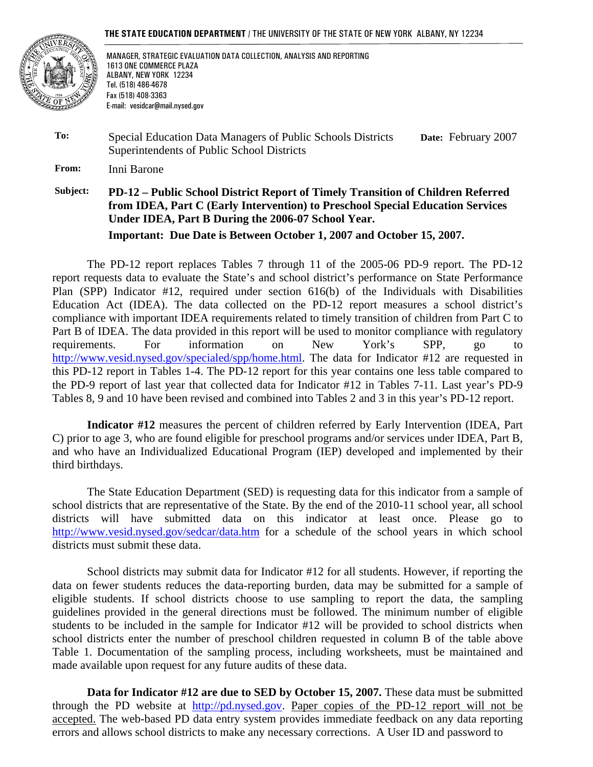**THE STATE EDUCATION DEPARTMENT** / THE UNIVERSITY OF THE STATE OF NEW YORK ALBANY, NY 12234

MANAGER, STRATEGIC EVALUATION DATA COLLECTION, ANALYSIS AND REPORTING
1613 ONE COMMERCE PLAZA
ALBANY, NEW YORK 12234
Tel. (518) 486-4678
Fax (518) 408-3363
E-mail: vesidcar@mail.nysed.gov

**To:** Special Education Data Managers of Public Schools Districts
Superintendents of Public School Districts

**Date:** February 2007

**From:** Inni Barone

**Subject:** **PD-12 – Public School District Report of Timely Transition of Children Referred from IDEA, Part C (Early Intervention) to Preschool Special Education Services Under IDEA, Part B During the 2006-07 School Year.**

**Important: Due Date is Between October 1, 2007 and October 15, 2007.**

The PD-12 report replaces Tables 7 through 11 of the 2005-06 PD-9 report. The PD-12 report requests data to evaluate the State's and school district's performance on State Performance Plan (SPP) Indicator #12, required under section 616(b) of the Individuals with Disabilities Education Act (IDEA). The data collected on the PD-12 report measures a school district's compliance with important IDEA requirements related to timely transition of children from Part C to Part B of IDEA. The data provided in this report will be used to monitor compliance with regulatory requirements. For information on New York's SPP, go to http://www.vesid.nysed.gov/specialed/spp/home.html. The data for Indicator #12 are requested in this PD-12 report in Tables 1-4. The PD-12 report for this year contains one less table compared to the PD-9 report of last year that collected data for Indicator #12 in Tables 7-11. Last year's PD-9 Tables 8, 9 and 10 have been revised and combined into Tables 2 and 3 in this year's PD-12 report.

**Indicator #12** measures the percent of children referred by Early Intervention (IDEA, Part C) prior to age 3, who are found eligible for preschool programs and/or services under IDEA, Part B, and who have an Individualized Educational Program (IEP) developed and implemented by their third birthdays.

The State Education Department (SED) is requesting data for this indicator from a sample of school districts that are representative of the State. By the end of the 2010-11 school year, all school districts will have submitted data on this indicator at least once. Please go to http://www.vesid.nysed.gov/sedcar/data.htm for a schedule of the school years in which school districts must submit these data.

School districts may submit data for Indicator #12 for all students. However, if reporting the data on fewer students reduces the data-reporting burden, data may be submitted for a sample of eligible students. If school districts choose to use sampling to report the data, the sampling guidelines provided in the general directions must be followed. The minimum number of eligible students to be included in the sample for Indicator #12 will be provided to school districts when school districts enter the number of preschool children requested in column B of the table above Table 1. Documentation of the sampling process, including worksheets, must be maintained and made available upon request for any future audits of these data.

**Data for Indicator #12 are due to SED by October 15, 2007.** These data must be submitted through the PD website at http://pd.nysed.gov. Paper copies of the PD-12 report will not be accepted. The web-based PD data entry system provides immediate feedback on any data reporting errors and allows school districts to make any necessary corrections. A User ID and password to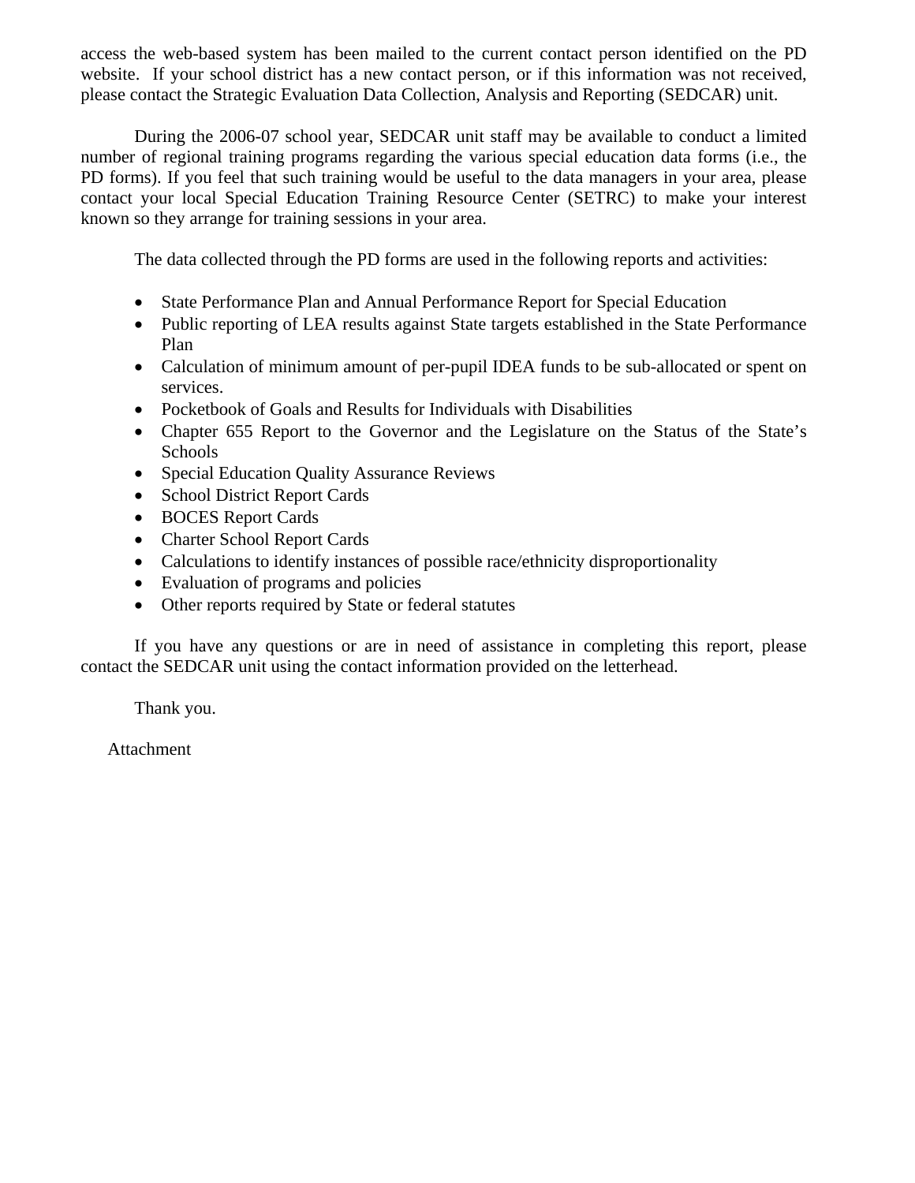access the web-based system has been mailed to the current contact person identified on the PD website. If your school district has a new contact person, or if this information was not received, please contact the Strategic Evaluation Data Collection, Analysis and Reporting (SEDCAR) unit.

During the 2006-07 school year, SEDCAR unit staff may be available to conduct a limited number of regional training programs regarding the various special education data forms (i.e., the PD forms). If you feel that such training would be useful to the data managers in your area, please contact your local Special Education Training Resource Center (SETRC) to make your interest known so they arrange for training sessions in your area.

The data collected through the PD forms are used in the following reports and activities:

- State Performance Plan and Annual Performance Report for Special Education
- Public reporting of LEA results against State targets established in the State Performance Plan
- Calculation of minimum amount of per-pupil IDEA funds to be sub-allocated or spent on services.
- Pocketbook of Goals and Results for Individuals with Disabilities
- Chapter 655 Report to the Governor and the Legislature on the Status of the State's Schools
- Special Education Quality Assurance Reviews
- School District Report Cards
- BOCES Report Cards
- Charter School Report Cards
- Calculations to identify instances of possible race/ethnicity disproportionality
- Evaluation of programs and policies
- Other reports required by State or federal statutes

If you have any questions or are in need of assistance in completing this report, please contact the SEDCAR unit using the contact information provided on the letterhead.

Thank you.

Attachment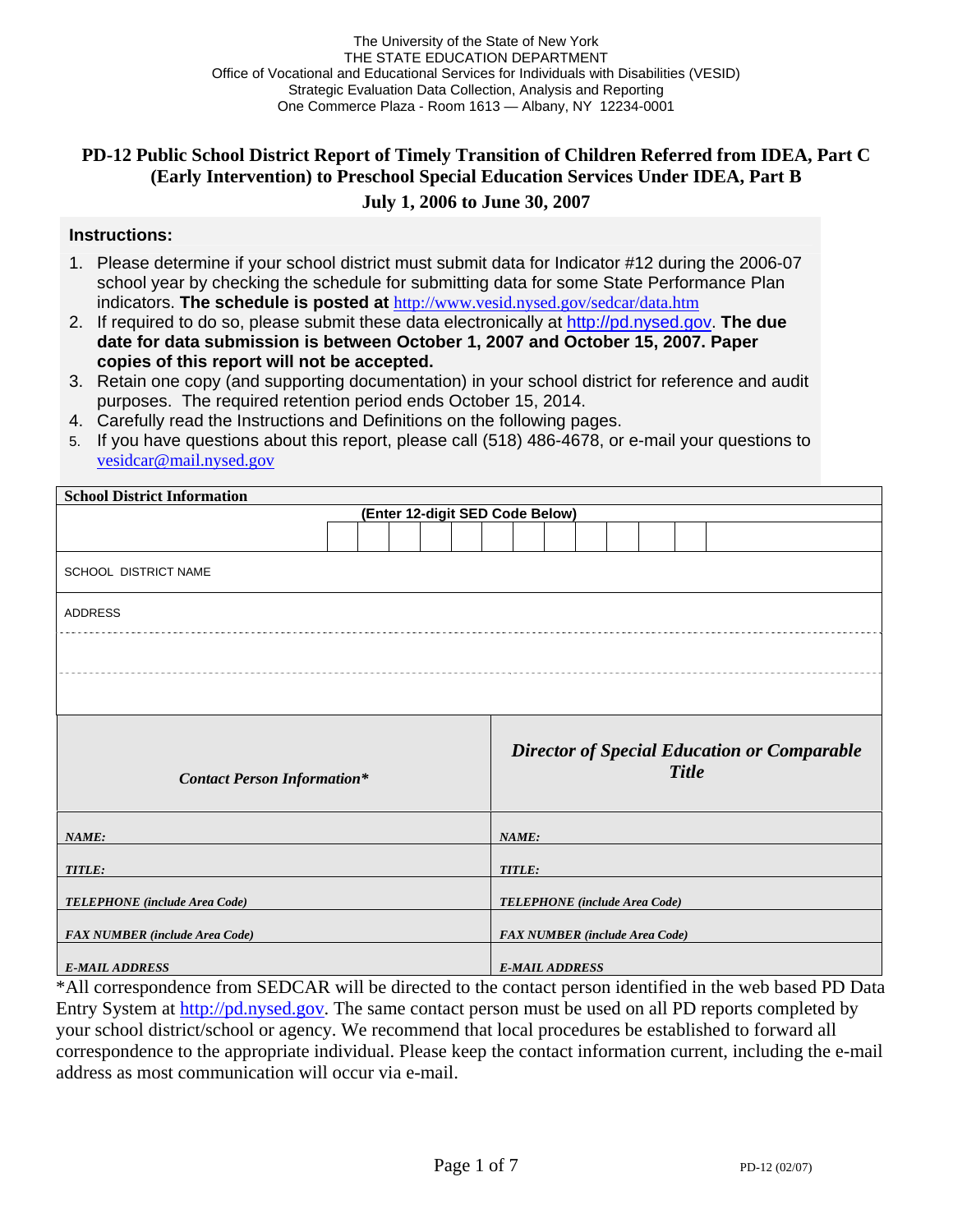The University of the State of New York
THE STATE EDUCATION DEPARTMENT
Office of Vocational and Educational Services for Individuals with Disabilities (VESID)
Strategic Evaluation Data Collection, Analysis and Reporting
One Commerce Plaza - Room 1613 — Albany, NY 12234-0001

# PD-12 Public School District Report of Timely Transition of Children Referred from IDEA, Part C (Early Intervention) to Preschool Special Education Services Under IDEA, Part B

## July 1, 2006 to June 30, 2007

### Instructions:

1. Please determine if your school district must submit data for Indicator #12 during the 2006-07 school year by checking the schedule for submitting data for some State Performance Plan indicators. **The schedule is posted at** http://www.vesid.nysed.gov/sedcar/data.htm
2. If required to do so, please submit these data electronically at http://pd.nysed.gov. **The due date for data submission is between October 1, 2007 and October 15, 2007. Paper copies of this report will not be accepted.**
3. Retain one copy (and supporting documentation) in your school district for reference and audit purposes. The required retention period ends October 15, 2014.
4. Carefully read the Instructions and Definitions on the following pages.
5. If you have questions about this report, please call (518) 486-4678, or e-mail your questions to vesidcar@mail.nysed.gov

| **School District Information** | | | | | | | | | | | | | |
|---|---|---|---|---|---|---|---|---|---|---|---|---|---|
| **(Enter 12-digit SED Code Below)** | | | | | | | | | | | | | |
| | | | | | | | | | | | | | |
| SCHOOL DISTRICT NAME | | | | | | | | | | | | | |
| ADDRESS | | | | | | | | | | | | | |
| | | | | | | | | | | | | | |
| | | | | | | | | | | | | | |

| ***Contact Person Information**** | ***Director of Special Education or Comparable Title*** |
|---|---|
| ***NAME:*** | ***NAME:*** |
| ***TITLE:*** | ***TITLE:*** |
| ***TELEPHONE (include Area Code)*** | ***TELEPHONE (include Area Code)*** |
| ***FAX NUMBER (include Area Code)*** | ***FAX NUMBER (include Area Code)*** |
| ***E-MAIL ADDRESS*** | ***E-MAIL ADDRESS*** |

*All correspondence from SEDCAR will be directed to the contact person identified in the web based PD Data Entry System at http://pd.nysed.gov. The same contact person must be used on all PD reports completed by your school district/school or agency. We recommend that local procedures be established to forward all correspondence to the appropriate individual. Please keep the contact information current, including the e-mail address as most communication will occur via e-mail.

PD-12 (02/07)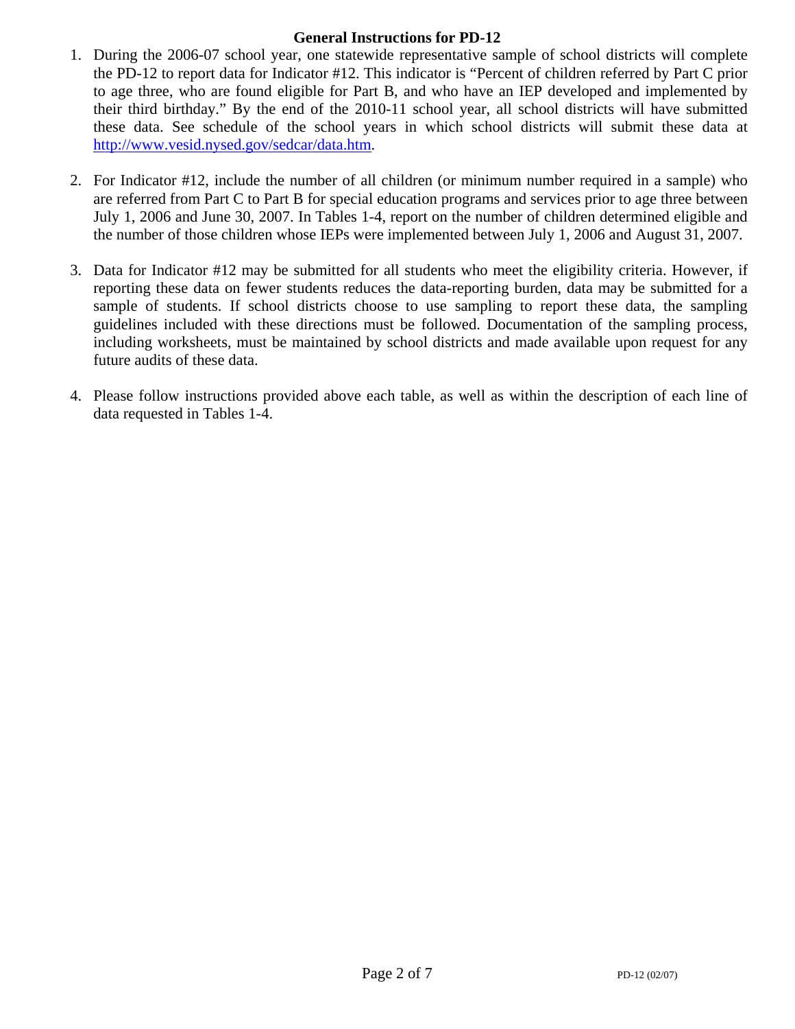## General Instructions for PD-12

1. During the 2006-07 school year, one statewide representative sample of school districts will complete the PD-12 to report data for Indicator #12. This indicator is "Percent of children referred by Part C prior to age three, who are found eligible for Part B, and who have an IEP developed and implemented by their third birthday." By the end of the 2010-11 school year, all school districts will have submitted these data. See schedule of the school years in which school districts will submit these data at [http://www.vesid.nysed.gov/sedcar/data.htm](http://www.vesid.nysed.gov/sedcar/data.htm).

2. For Indicator #12, include the number of all children (or minimum number required in a sample) who are referred from Part C to Part B for special education programs and services prior to age three between July 1, 2006 and June 30, 2007. In Tables 1-4, report on the number of children determined eligible and the number of those children whose IEPs were implemented between July 1, 2006 and August 31, 2007.

3. Data for Indicator #12 may be submitted for all students who meet the eligibility criteria. However, if reporting these data on fewer students reduces the data-reporting burden, data may be submitted for a sample of students. If school districts choose to use sampling to report these data, the sampling guidelines included with these directions must be followed. Documentation of the sampling process, including worksheets, must be maintained by school districts and made available upon request for any future audits of these data.

4. Please follow instructions provided above each table, as well as within the description of each line of data requested in Tables 1-4.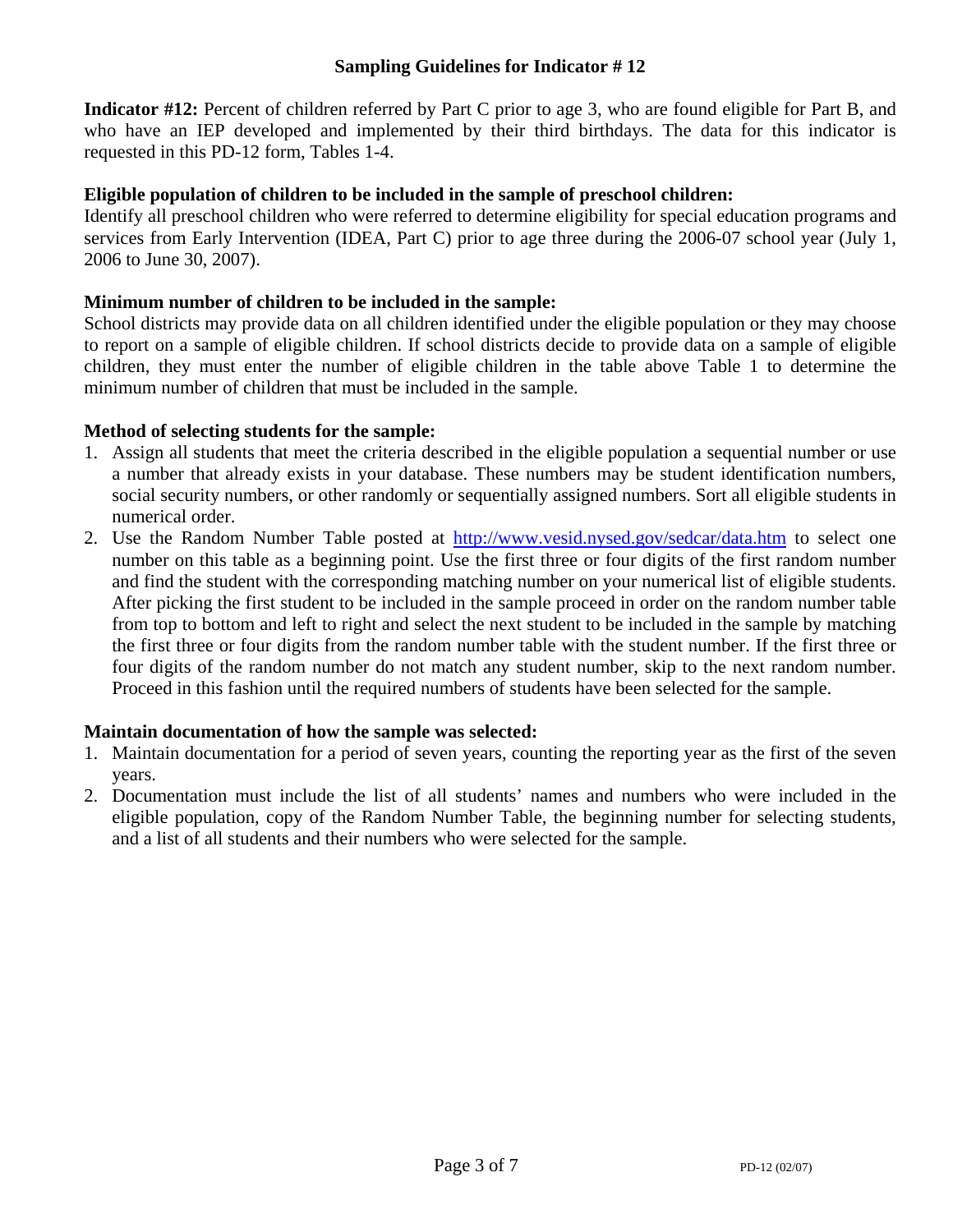## Sampling Guidelines for Indicator # 12

**Indicator #12:** Percent of children referred by Part C prior to age 3, who are found eligible for Part B, and who have an IEP developed and implemented by their third birthdays. The data for this indicator is requested in this PD-12 form, Tables 1-4.

**Eligible population of children to be included in the sample of preschool children:**

Identify all preschool children who were referred to determine eligibility for special education programs and services from Early Intervention (IDEA, Part C) prior to age three during the 2006-07 school year (July 1, 2006 to June 30, 2007).

**Minimum number of children to be included in the sample:**

School districts may provide data on all children identified under the eligible population or they may choose to report on a sample of eligible children. If school districts decide to provide data on a sample of eligible children, they must enter the number of eligible children in the table above Table 1 to determine the minimum number of children that must be included in the sample.

**Method of selecting students for the sample:**

1. Assign all students that meet the criteria described in the eligible population a sequential number or use a number that already exists in your database. These numbers may be student identification numbers, social security numbers, or other randomly or sequentially assigned numbers. Sort all eligible students in numerical order.
2. Use the Random Number Table posted at http://www.vesid.nysed.gov/sedcar/data.htm to select one number on this table as a beginning point. Use the first three or four digits of the first random number and find the student with the corresponding matching number on your numerical list of eligible students. After picking the first student to be included in the sample proceed in order on the random number table from top to bottom and left to right and select the next student to be included in the sample by matching the first three or four digits from the random number table with the student number. If the first three or four digits of the random number do not match any student number, skip to the next random number. Proceed in this fashion until the required numbers of students have been selected for the sample.

**Maintain documentation of how the sample was selected:**

1. Maintain documentation for a period of seven years, counting the reporting year as the first of the seven years.
2. Documentation must include the list of all students' names and numbers who were included in the eligible population, copy of the Random Number Table, the beginning number for selecting students, and a list of all students and their numbers who were selected for the sample.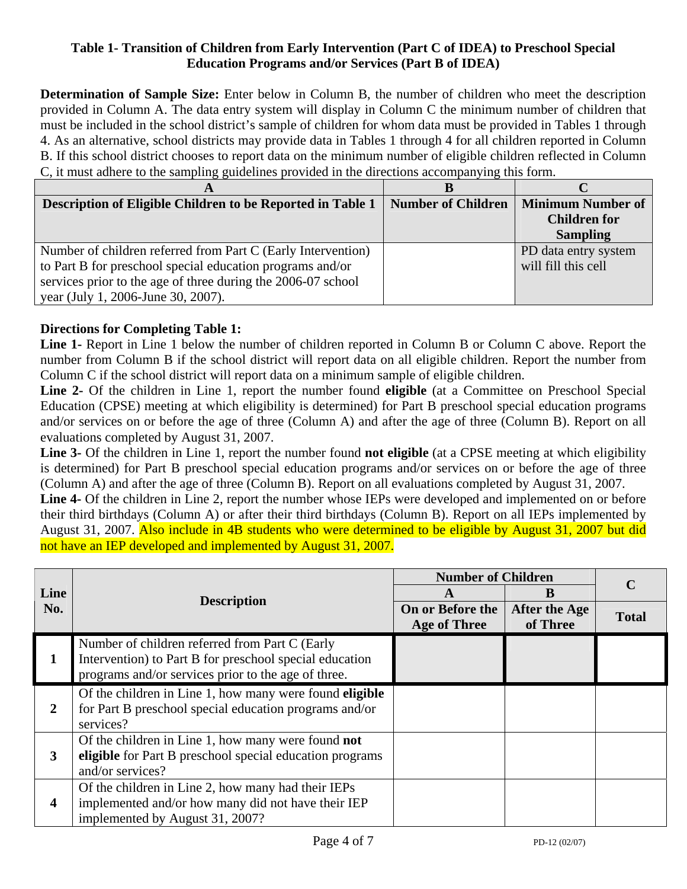## Table 1- Transition of Children from Early Intervention (Part C of IDEA) to Preschool Special Education Programs and/or Services (Part B of IDEA)

**Determination of Sample Size:** Enter below in Column B, the number of children who meet the description provided in Column A. The data entry system will display in Column C the minimum number of children that must be included in the school district's sample of children for whom data must be provided in Tables 1 through 4. As an alternative, school districts may provide data in Tables 1 through 4 for all children reported in Column B. If this school district chooses to report data on the minimum number of eligible children reflected in Column C, it must adhere to the sampling guidelines provided in the directions accompanying this form.

| A | B | C |
|---|---|---|
| **Description of Eligible Children to be Reported in Table 1** | **Number of Children** | **Minimum Number of Children for Sampling** |
| Number of children referred from Part C (Early Intervention) to Part B for preschool special education programs and/or services prior to the age of three during the 2006-07 school year (July 1, 2006-June 30, 2007). | | PD data entry system will fill this cell |

**Directions for Completing Table 1:**

**Line 1**- Report in Line 1 below the number of children reported in Column B or Column C above. Report the number from Column B if the school district will report data on all eligible children. Report the number from Column C if the school district will report data on a minimum sample of eligible children.

**Line 2**- Of the children in Line 1, report the number found **eligible** (at a Committee on Preschool Special Education (CPSE) meeting at which eligibility is determined) for Part B preschool special education programs and/or services on or before the age of three (Column A) and after the age of three (Column B). Report on all evaluations completed by August 31, 2007.

**Line 3**- Of the children in Line 1, report the number found **not eligible** (at a CPSE meeting at which eligibility is determined) for Part B preschool special education programs and/or services on or before the age of three (Column A) and after the age of three (Column B). Report on all evaluations completed by August 31, 2007.

**Line 4**- Of the children in Line 2, report the number whose IEPs were developed and implemented on or before their third birthdays (Column A) or after their third birthdays (Column B). Report on all IEPs implemented by August 31, 2007. Also include in 4B students who were determined to be eligible by August 31, 2007 but did not have an IEP developed and implemented by August 31, 2007.

| Line No. | Description | Number of Children | | C |
|---|---|---|---|---|
| | | A | B | |
| | | On or Before the Age of Three | After the Age of Three | Total |
| 1 | Number of children referred from Part C (Early Intervention) to Part B for preschool special education programs and/or services prior to the age of three. | | | |
| 2 | Of the children in Line 1, how many were found **eligible** for Part B preschool special education programs and/or services? | | | |
| 3 | Of the children in Line 1, how many were found **not eligible** for Part B preschool special education programs and/or services? | | | |
| 4 | Of the children in Line 2, how many had their IEPs implemented and/or how many did not have their IEP implemented by August 31, 2007? | | | |

PD-12 (02/07)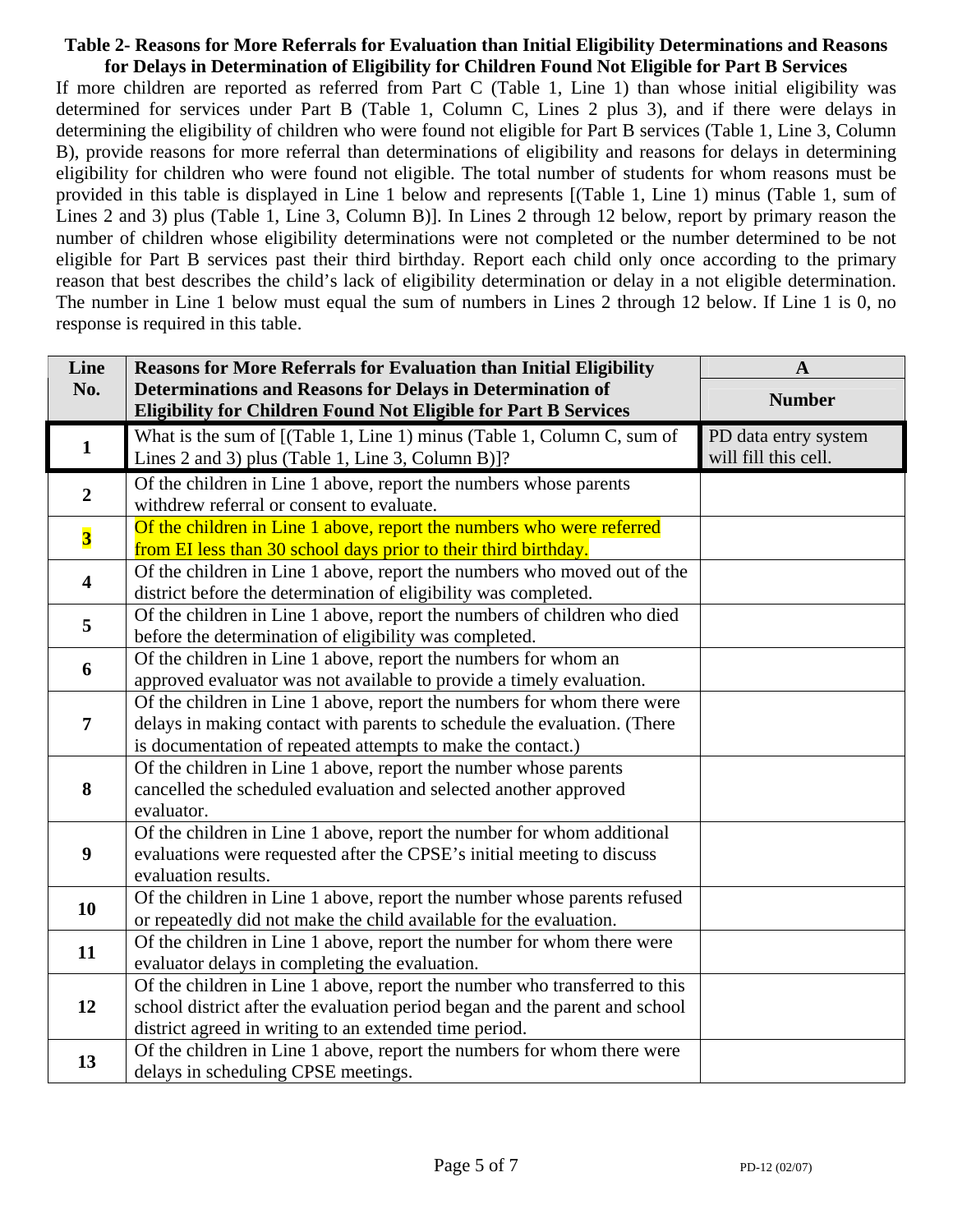## Table 2- Reasons for More Referrals for Evaluation than Initial Eligibility Determinations and Reasons for Delays in Determination of Eligibility for Children Found Not Eligible for Part B Services

If more children are reported as referred from Part C (Table 1, Line 1) than whose initial eligibility was determined for services under Part B (Table 1, Column C, Lines 2 plus 3), and if there were delays in determining the eligibility of children who were found not eligible for Part B services (Table 1, Line 3, Column B), provide reasons for more referral than determinations of eligibility and reasons for delays in determining eligibility for children who were found not eligible. The total number of students for whom reasons must be provided in this table is displayed in Line 1 below and represents [(Table 1, Line 1) minus (Table 1, sum of Lines 2 and 3) plus (Table 1, Line 3, Column B)]. In Lines 2 through 12 below, report by primary reason the number of children whose eligibility determinations were not completed or the number determined to be not eligible for Part B services past their third birthday. Report each child only once according to the primary reason that best describes the child's lack of eligibility determination or delay in a not eligible determination. The number in Line 1 below must equal the sum of numbers in Lines 2 through 12 below. If Line 1 is 0, no response is required in this table.

| Line No. | Reasons for More Referrals for Evaluation than Initial Eligibility Determinations and Reasons for Delays in Determination of Eligibility for Children Found Not Eligible for Part B Services | A<br>Number |
|---|---|---|
| 1 | What is the sum of [(Table 1, Line 1) minus (Table 1, Column C, sum of Lines 2 and 3) plus (Table 1, Line 3, Column B)]? | PD data entry system will fill this cell. |
| 2 | Of the children in Line 1 above, report the numbers whose parents withdrew referral or consent to evaluate. | |
| 3 | Of the children in Line 1 above, report the numbers who were referred from EI less than 30 school days prior to their third birthday. | |
| 4 | Of the children in Line 1 above, report the numbers who moved out of the district before the determination of eligibility was completed. | |
| 5 | Of the children in Line 1 above, report the numbers of children who died before the determination of eligibility was completed. | |
| 6 | Of the children in Line 1 above, report the numbers for whom an approved evaluator was not available to provide a timely evaluation. | |
| 7 | Of the children in Line 1 above, report the numbers for whom there were delays in making contact with parents to schedule the evaluation. (There is documentation of repeated attempts to make the contact.) | |
| 8 | Of the children in Line 1 above, report the number whose parents cancelled the scheduled evaluation and selected another approved evaluator. | |
| 9 | Of the children in Line 1 above, report the number for whom additional evaluations were requested after the CPSE's initial meeting to discuss evaluation results. | |
| 10 | Of the children in Line 1 above, report the number whose parents refused or repeatedly did not make the child available for the evaluation. | |
| 11 | Of the children in Line 1 above, report the number for whom there were evaluator delays in completing the evaluation. | |
| 12 | Of the children in Line 1 above, report the number who transferred to this school district after the evaluation period began and the parent and school district agreed in writing to an extended time period. | |
| 13 | Of the children in Line 1 above, report the numbers for whom there were delays in scheduling CPSE meetings. | |

PD-12 (02/07)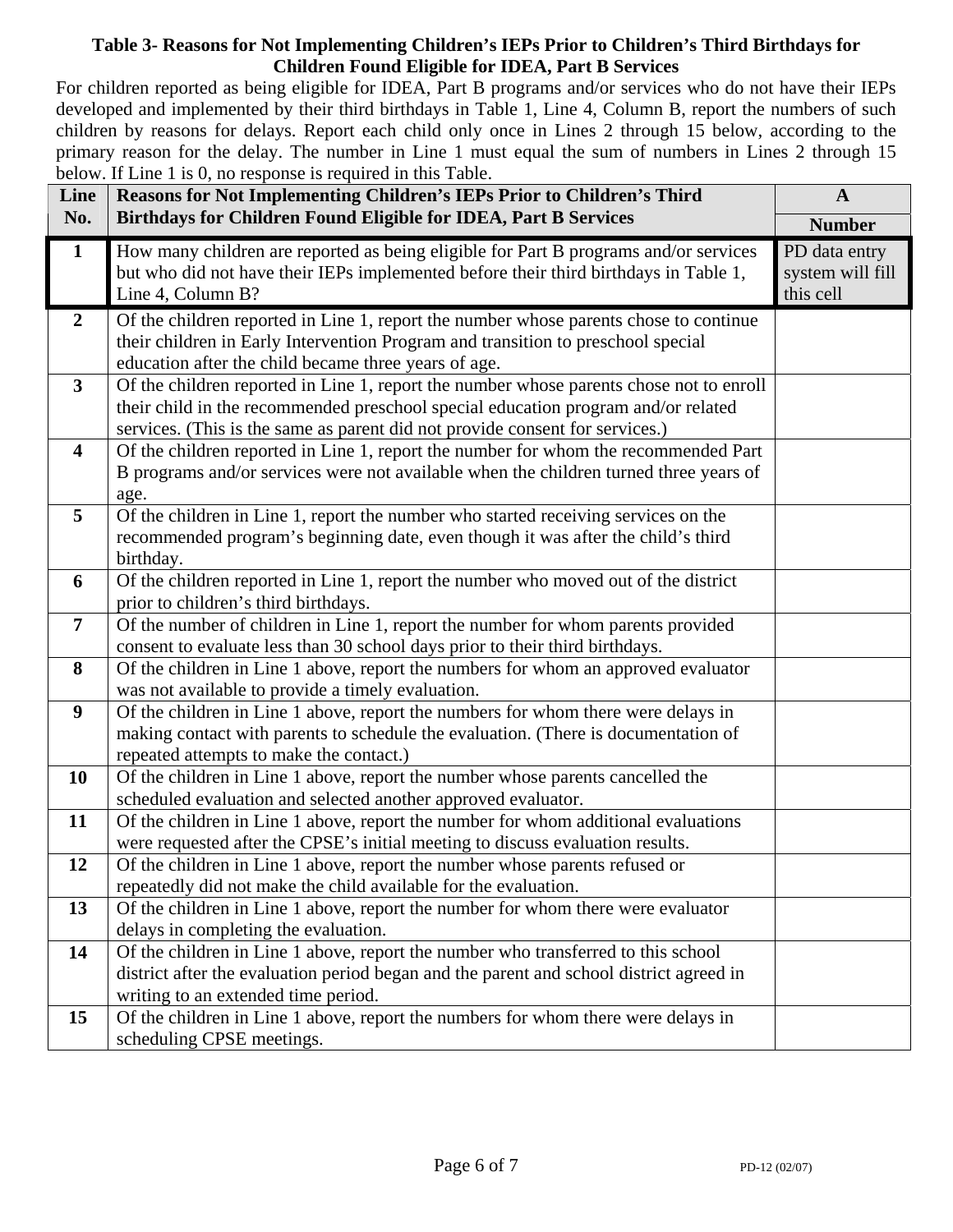**Table 3- Reasons for Not Implementing Children's IEPs Prior to Children's Third Birthdays for Children Found Eligible for IDEA, Part B Services**

For children reported as being eligible for IDEA, Part B programs and/or services who do not have their IEPs developed and implemented by their third birthdays in Table 1, Line 4, Column B, report the numbers of such children by reasons for delays. Report each child only once in Lines 2 through 15 below, according to the primary reason for the delay. The number in Line 1 must equal the sum of numbers in Lines 2 through 15 below. If Line 1 is 0, no response is required in this Table.

| Line No. | Reasons for Not Implementing Children's IEPs Prior to Children's Third Birthdays for Children Found Eligible for IDEA, Part B Services | A |
|---|---|---|
| | | **Number** |
| **1** | How many children are reported as being eligible for Part B programs and/or services but who did not have their IEPs implemented before their third birthdays in Table 1, Line 4, Column B? | PD data entry system will fill this cell |
| **2** | Of the children reported in Line 1, report the number whose parents chose to continue their children in Early Intervention Program and transition to preschool special education after the child became three years of age. | |
| **3** | Of the children reported in Line 1, report the number whose parents chose not to enroll their child in the recommended preschool special education program and/or related services. (This is the same as parent did not provide consent for services.) | |
| **4** | Of the children reported in Line 1, report the number for whom the recommended Part B programs and/or services were not available when the children turned three years of age. | |
| **5** | Of the children in Line 1, report the number who started receiving services on the recommended program's beginning date, even though it was after the child's third birthday. | |
| **6** | Of the children reported in Line 1, report the number who moved out of the district prior to children's third birthdays. | |
| **7** | Of the number of children in Line 1, report the number for whom parents provided consent to evaluate less than 30 school days prior to their third birthdays. | |
| **8** | Of the children in Line 1 above, report the numbers for whom an approved evaluator was not available to provide a timely evaluation. | |
| **9** | Of the children in Line 1 above, report the numbers for whom there were delays in making contact with parents to schedule the evaluation. (There is documentation of repeated attempts to make the contact.) | |
| **10** | Of the children in Line 1 above, report the number whose parents cancelled the scheduled evaluation and selected another approved evaluator. | |
| **11** | Of the children in Line 1 above, report the number for whom additional evaluations were requested after the CPSE's initial meeting to discuss evaluation results. | |
| **12** | Of the children in Line 1 above, report the number whose parents refused or repeatedly did not make the child available for the evaluation. | |
| **13** | Of the children in Line 1 above, report the number for whom there were evaluator delays in completing the evaluation. | |
| **14** | Of the children in Line 1 above, report the number who transferred to this school district after the evaluation period began and the parent and school district agreed in writing to an extended time period. | |
| **15** | Of the children in Line 1 above, report the numbers for whom there were delays in scheduling CPSE meetings. | |

PD-12 (02/07)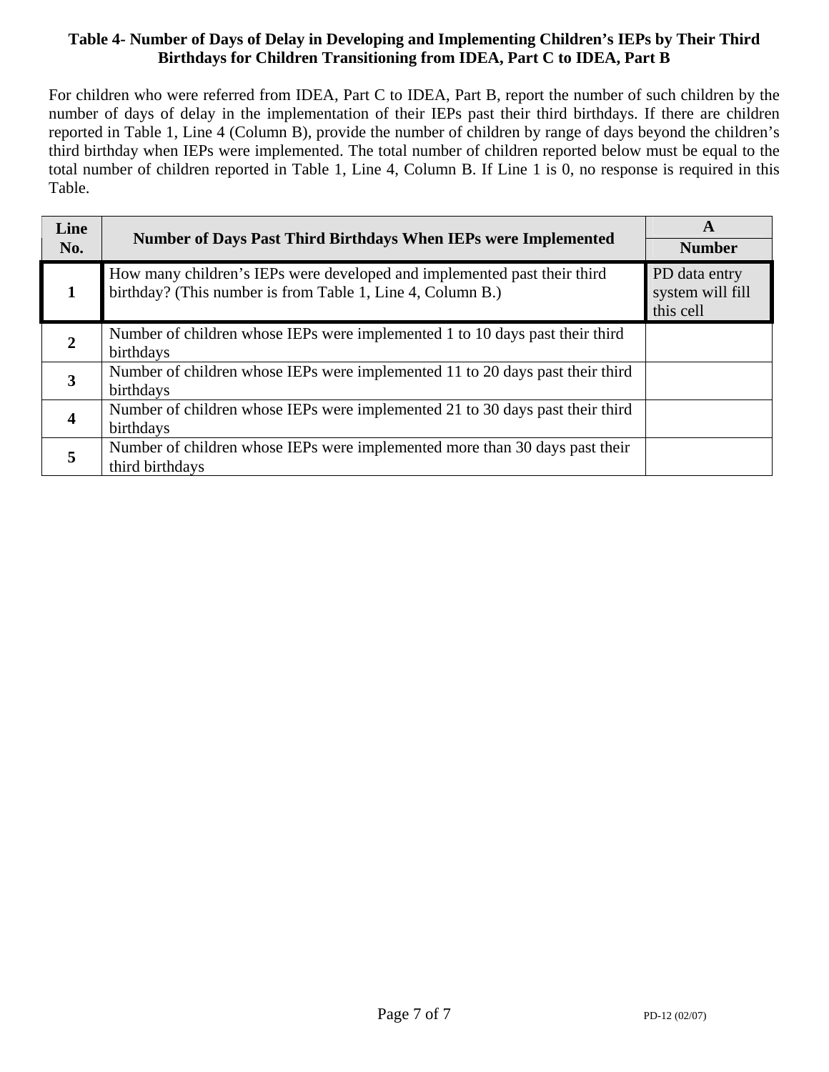**Table 4- Number of Days of Delay in Developing and Implementing Children's IEPs by Their Third Birthdays for Children Transitioning from IDEA, Part C to IDEA, Part B**

For children who were referred from IDEA, Part C to IDEA, Part B, report the number of such children by the number of days of delay in the implementation of their IEPs past their third birthdays. If there are children reported in Table 1, Line 4 (Column B), provide the number of children by range of days beyond the children's third birthday when IEPs were implemented. The total number of children reported below must be equal to the total number of children reported in Table 1, Line 4, Column B. If Line 1 is 0, no response is required in this Table.

| Line No. | Number of Days Past Third Birthdays When IEPs were Implemented | A |
|---|---|---|
| | | **Number** |
| **1** | How many children's IEPs were developed and implemented past their third birthday? (This number is from Table 1, Line 4, Column B.) | PD data entry system will fill this cell |
| **2** | Number of children whose IEPs were implemented 1 to 10 days past their third birthdays | |
| **3** | Number of children whose IEPs were implemented 11 to 20 days past their third birthdays | |
| **4** | Number of children whose IEPs were implemented 21 to 30 days past their third birthdays | |
| **5** | Number of children whose IEPs were implemented more than 30 days past their third birthdays | |

PD-12 (02/07)